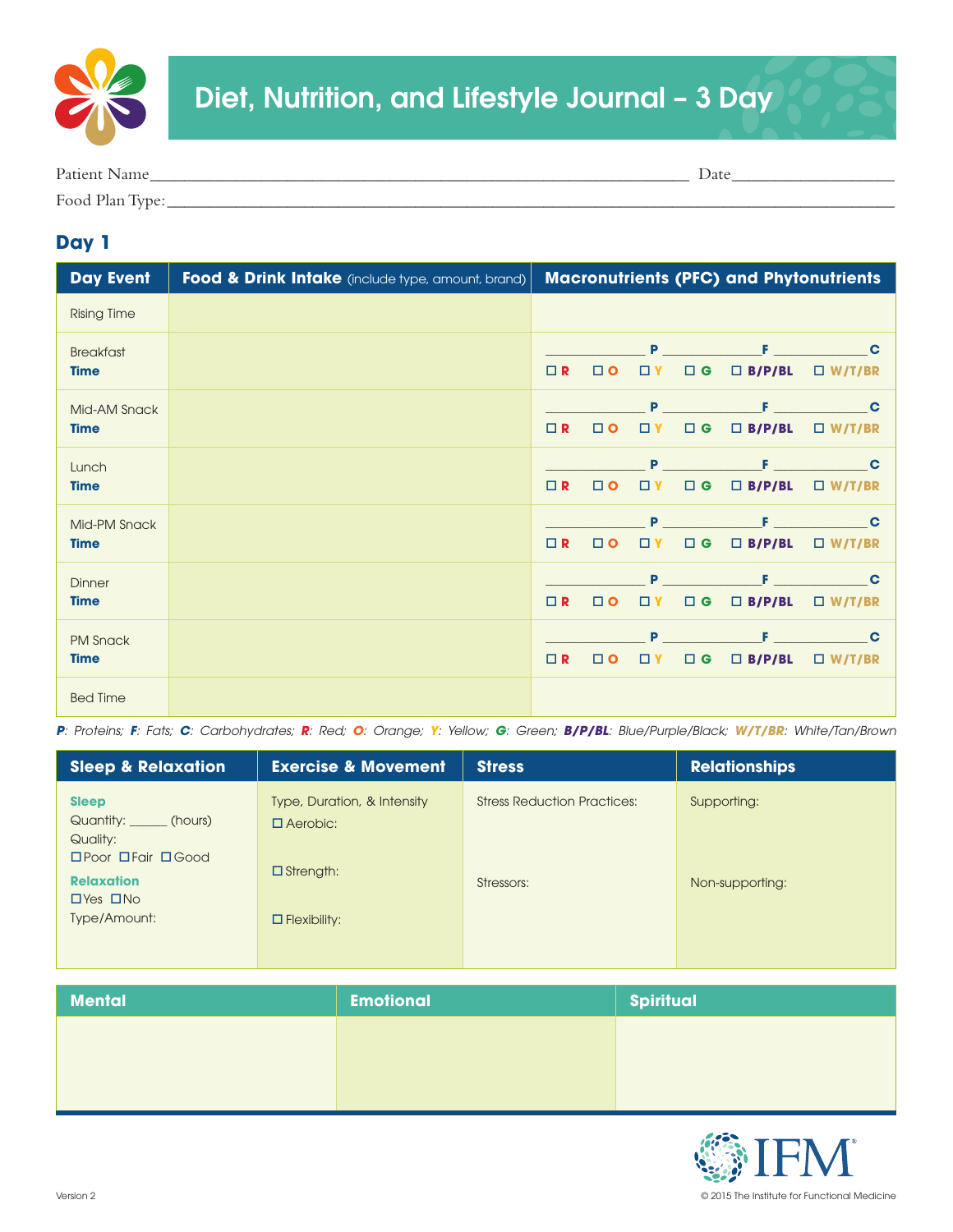# Diet, Nutrition, and Lifestyle Journal – 3 Day

Patient Name_______________________________________________ Date_______________

Food Plan Type:_______________________________________________

## Day 1

| Day Event | Food & Drink Intake (include type, amount, brand) | Macronutrients (PFC) and Phytonutrients |
|---|---|---|
| Rising Time | | |
| Breakfast **Time** | | ________ P ________ F ________ C ☐ R ☐ O ☐ Y ☐ G ☐ B/P/BL ☐ W/T/BR |
| Mid-AM Snack **Time** | | ________ P ________ F ________ C ☐ R ☐ O ☐ Y ☐ G ☐ B/P/BL ☐ W/T/BR |
| Lunch **Time** | | ________ P ________ F ________ C ☐ R ☐ O ☐ Y ☐ G ☐ B/P/BL ☐ W/T/BR |
| Mid-PM Snack **Time** | | ________ P ________ F ________ C ☐ R ☐ O ☐ Y ☐ G ☐ B/P/BL ☐ W/T/BR |
| Dinner **Time** | | ________ P ________ F ________ C ☐ R ☐ O ☐ Y ☐ G ☐ B/P/BL ☐ W/T/BR |
| PM Snack **Time** | | ________ P ________ F ________ C ☐ R ☐ O ☐ Y ☐ G ☐ B/P/BL ☐ W/T/BR |
| Bed Time | | |

***P**: Proteins; **F**: Fats; **C**: Carbohydrates; **R**: Red; **O**: Orange; **Y**: Yellow; **G**: Green; **B/P/BL**: Blue/Purple/Black; **W/T/BR**: White/Tan/Brown*

| Sleep & Relaxation | Exercise & Movement | Stress | Relationships |
|---|---|---|---|
| **Sleep** Quantity: ______ (hours) Quality: ☐ Poor ☐ Fair ☐ Good **Relaxation** ☐ Yes ☐ No Type/Amount: | Type, Duration, & Intensity ☐ Aerobic: ☐ Strength: ☐ Flexibility: | Stress Reduction Practices: Stressors: | Supporting: Non-supporting: |

| Mental | Emotional | Spiritual |
|---|---|---|
| | | |

Version 2

© 2015 The Institute for Functional Medicine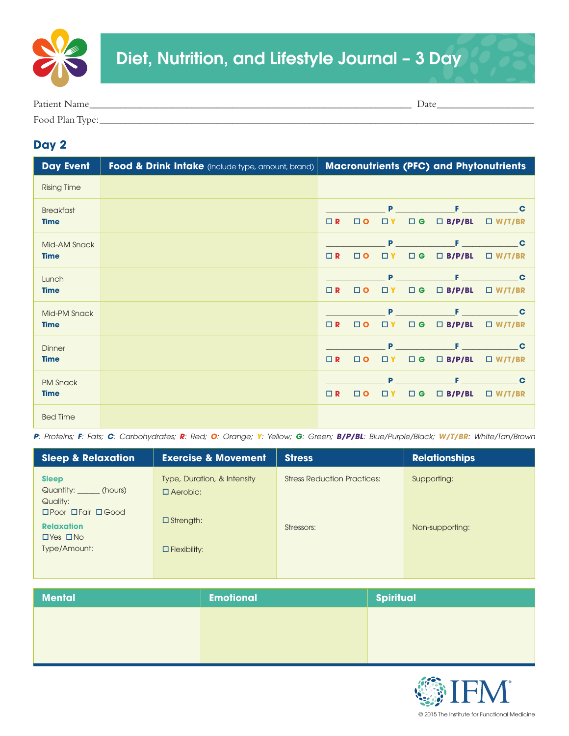# Diet, Nutrition, and Lifestyle Journal – 3 Day

Patient Name_______________________________________________ Date_______________

Food Plan Type:_______________________________________________________________

## Day 2

| Day Event | Food & Drink Intake (include type, amount, brand) | Macronutrients (PFC) and Phytonutrients |
|---|---|---|
| Rising Time | | |
| Breakfast **Time** | | ________ P ________ F ________ C ☐ R ☐ O ☐ Y ☐ G ☐ B/P/BL ☐ W/T/BR |
| Mid-AM Snack **Time** | | ________ P ________ F ________ C ☐ R ☐ O ☐ Y ☐ G ☐ B/P/BL ☐ W/T/BR |
| Lunch **Time** | | ________ P ________ F ________ C ☐ R ☐ O ☐ Y ☐ G ☐ B/P/BL ☐ W/T/BR |
| Mid-PM Snack **Time** | | ________ P ________ F ________ C ☐ R ☐ O ☐ Y ☐ G ☐ B/P/BL ☐ W/T/BR |
| Dinner **Time** | | ________ P ________ F ________ C ☐ R ☐ O ☐ Y ☐ G ☐ B/P/BL ☐ W/T/BR |
| PM Snack **Time** | | ________ P ________ F ________ C ☐ R ☐ O ☐ Y ☐ G ☐ B/P/BL ☐ W/T/BR |
| Bed Time | | |

***P**: Proteins; **F**: Fats; **C**: Carbohydrates; **R**: Red; **O**: Orange; **Y**: Yellow; **G**: Green; **B/P/BL**: Blue/Purple/Black; **W/T/BR**: White/Tan/Brown*

| Sleep & Relaxation | Exercise & Movement | Stress | Relationships |
|---|---|---|---|
| **Sleep** Quantity: ______ (hours) Quality: ☐ Poor ☐ Fair ☐ Good **Relaxation** ☐ Yes ☐ No Type/Amount: | Type, Duration, & Intensity ☐ Aerobic: ☐ Strength: ☐ Flexibility: | Stress Reduction Practices: Stressors: | Supporting: Non-supporting: |

| Mental | Emotional | Spiritual |
|---|---|---|
| | | |

© 2015 The Institute for Functional Medicine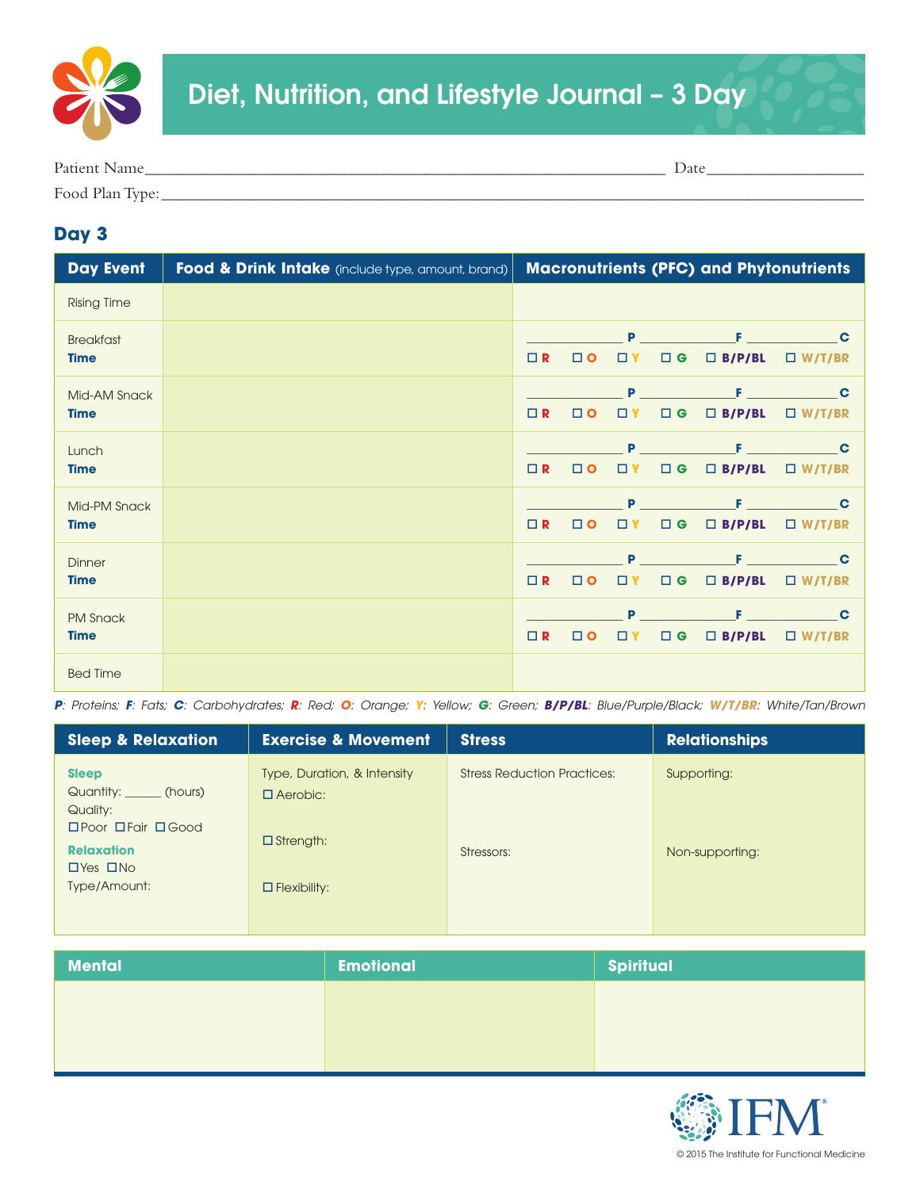# Diet, Nutrition, and Lifestyle Journal – 3 Day

Patient Name____________________________________________ Date______________

Food Plan Type:_____________________________________________________________

## Day 3

| Day Event | Food & Drink Intake (include type, amount, brand) | Macronutrients (PFC) and Phytonutrients |
|---|---|---|
| Rising Time | | |
| Breakfast **Time** | | ________ P ________ F ________ C ☐ R ☐ O ☐ Y ☐ G ☐ B/P/BL ☐ W/T/BR |
| Mid-AM Snack **Time** | | ________ P ________ F ________ C ☐ R ☐ O ☐ Y ☐ G ☐ B/P/BL ☐ W/T/BR |
| Lunch **Time** | | ________ P ________ F ________ C ☐ R ☐ O ☐ Y ☐ G ☐ B/P/BL ☐ W/T/BR |
| Mid-PM Snack **Time** | | ________ P ________ F ________ C ☐ R ☐ O ☐ Y ☐ G ☐ B/P/BL ☐ W/T/BR |
| Dinner **Time** | | ________ P ________ F ________ C ☐ R ☐ O ☐ Y ☐ G ☐ B/P/BL ☐ W/T/BR |
| PM Snack **Time** | | ________ P ________ F ________ C ☐ R ☐ O ☐ Y ☐ G ☐ B/P/BL ☐ W/T/BR |
| Bed Time | | |

***P**: Proteins; **F**: Fats; **C**: Carbohydrates; **R**: Red; **O**: Orange; **Y**: Yellow; **G**: Green; **B/P/BL**: Blue/Purple/Black; **W/T/BR**: White/Tan/Brown*

| Sleep & Relaxation | Exercise & Movement | Stress | Relationships |
|---|---|---|---|
| **Sleep** Quantity: ______ (hours) Quality: ☐ Poor ☐ Fair ☐ Good **Relaxation** ☐ Yes ☐ No Type/Amount: | Type, Duration, & Intensity ☐ Aerobic: ☐ Strength: ☐ Flexibility: | Stress Reduction Practices: Stressors: | Supporting: Non-supporting: |

| Mental | Emotional | Spiritual |
|---|---|---|
| | | |

© 2015 The Institute for Functional Medicine